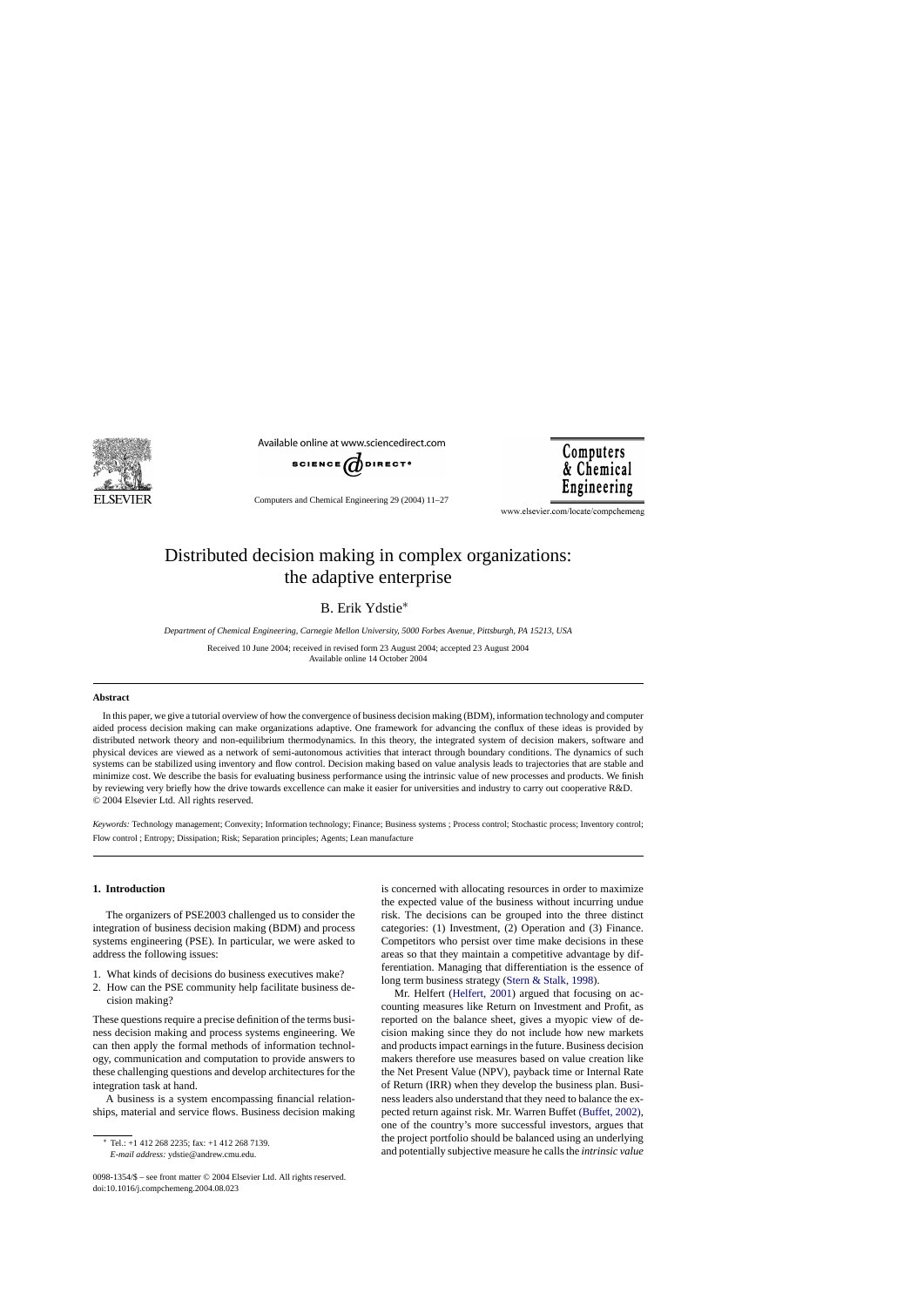# Distributed decision making in complex organizations: the adaptive enterprise

B. Erik Ydstie*

*Department of Chemical Engineering, Carnegie Mellon University, 5000 Forbes Avenue, Pittsburgh, PA 15213, USA*

Received 10 June 2004; received in revised form 23 August 2004; accepted 23 August 2004
Available online 14 October 2004

## Abstract

In this paper, we give a tutorial overview of how the convergence of business decision making (BDM), information technology and computer aided process decision making can make organizations adaptive. One framework for advancing the conflux of these ideas is provided by distributed network theory and non-equilibrium thermodynamics. In this theory, the integrated system of decision makers, software and physical devices are viewed as a network of semi-autonomous activities that interact through boundary conditions. The dynamics of such systems can be stabilized using inventory and flow control. Decision making based on value analysis leads to trajectories that are stable and minimize cost. We describe the basis for evaluating business performance using the intrinsic value of new processes and products. We finish by reviewing very briefly how the drive towards excellence can make it easier for universities and industry to carry out cooperative R&D.
© 2004 Elsevier Ltd. All rights reserved.

*Keywords:* Technology management; Convexity; Information technology; Finance; Business systems ; Process control; Stochastic process; Inventory control; Flow control ; Entropy; Dissipation; Risk; Separation principles; Agents; Lean manufacture

## 1. Introduction

The organizers of PSE2003 challenged us to consider the integration of business decision making (BDM) and process systems engineering (PSE). In particular, we were asked to address the following issues:

1. What kinds of decisions do business executives make?
2. How can the PSE community help facilitate business decision making?

These questions require a precise definition of the terms business decision making and process systems engineering. We can then apply the formal methods of information technology, communication and computation to provide answers to these challenging questions and develop architectures for the integration task at hand.

A business is a system encompassing financial relationships, material and service flows. Business decision making is concerned with allocating resources in order to maximize the expected value of the business without incurring undue risk. The decisions can be grouped into the three distinct categories: (1) Investment, (2) Operation and (3) Finance. Competitors who persist over time make decisions in these areas so that they maintain a competitive advantage by differentiation. Managing that differentiation is the essence of long term business strategy (Stern & Stalk, 1998).

Mr. Helfert (Helfert, 2001) argued that focusing on accounting measures like Return on Investment and Profit, as reported on the balance sheet, gives a myopic view of decision making since they do not include how new markets and products impact earnings in the future. Business decision makers therefore use measures based on value creation like the Net Present Value (NPV), payback time or Internal Rate of Return (IRR) when they develop the business plan. Business leaders also understand that they need to balance the expected return against risk. Mr. Warren Buffet (Buffet, 2002), one of the country's more successful investors, argues that the project portfolio should be balanced using an underlying and potentially subjective measure he calls the *intrinsic value*

---

* Tel.: +1 412 268 2235; fax: +1 412 268 7139.
*E-mail address:* ydstie@andrew.cmu.edu.

0098-1354/$ – see front matter © 2004 Elsevier Ltd. All rights reserved.
doi:10.1016/j.compchemeng.2004.08.023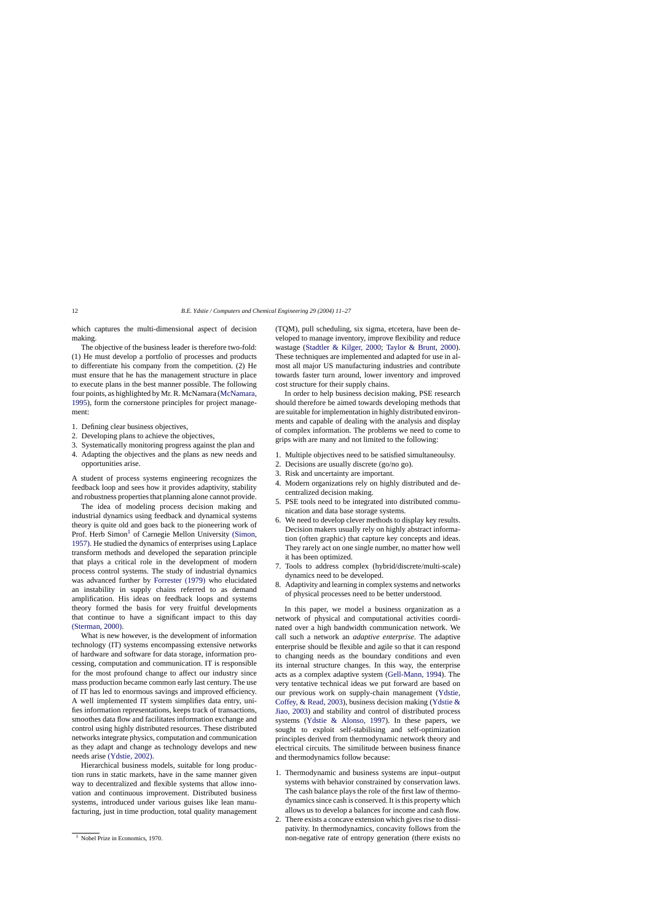which captures the multi-dimensional aspect of decision making.

The objective of the business leader is therefore two-fold: (1) He must develop a portfolio of processes and products to differentiate his company from the competition. (2) He must ensure that he has the management structure in place to execute plans in the best manner possible. The following four points, as highlighted by Mr. R. McNamara (McNamara, 1995), form the cornerstone principles for project management:

1. Defining clear business objectives,
2. Developing plans to achieve the objectives,
3. Systematically monitoring progress against the plan and
4. Adapting the objectives and the plans as new needs and opportunities arise.

A student of process systems engineering recognizes the feedback loop and sees how it provides adaptivity, stability and robustness properties that planning alone cannot provide.

The idea of modeling process decision making and industrial dynamics using feedback and dynamical systems theory is quite old and goes back to the pioneering work of Prof. Herb Simon[1] of Carnegie Mellon University (Simon, 1957). He studied the dynamics of enterprises using Laplace transform methods and developed the separation principle that plays a critical role in the development of modern process control systems. The study of industrial dynamics was advanced further by Forrester (1979) who elucidated an instability in supply chains referred to as demand amplification. His ideas on feedback loops and systems theory formed the basis for very fruitful developments that continue to have a significant impact to this day (Sterman, 2000).

What is new however, is the development of information technology (IT) systems encompassing extensive networks of hardware and software for data storage, information processing, computation and communication. IT is responsible for the most profound change to affect our industry since mass production became common early last century. The use of IT has led to enormous savings and improved efficiency. A well implemented IT system simplifies data entry, unifies information representations, keeps track of transactions, smoothes data flow and facilitates information exchange and control using highly distributed resources. These distributed networks integrate physics, computation and communication as they adapt and change as technology develops and new needs arise (Ydstie, 2002).

Hierarchical business models, suitable for long production runs in static markets, have in the same manner given way to decentralized and flexible systems that allow innovation and continuous improvement. Distributed business systems, introduced under various guises like lean manufacturing, just in time production, total quality management (TQM), pull scheduling, six sigma, etcetera, have been developed to manage inventory, improve flexibility and reduce wastage (Stadtler & Kilger, 2000; Taylor & Brunt, 2000). These techniques are implemented and adapted for use in almost all major US manufacturing industries and contribute towards faster turn around, lower inventory and improved cost structure for their supply chains.

In order to help business decision making, PSE research should therefore be aimed towards developing methods that are suitable for implementation in highly distributed environments and capable of dealing with the analysis and display of complex information. The problems we need to come to grips with are many and not limited to the following:

1. Multiple objectives need to be satisfied simultaneously.
2. Decisions are usually discrete (go/no go).
3. Risk and uncertainty are important.
4. Modern organizations rely on highly distributed and decentralized decision making.
5. PSE tools need to be integrated into distributed communication and data base storage systems.
6. We need to develop clever methods to display key results. Decision makers usually rely on highly abstract information (often graphic) that capture key concepts and ideas. They rarely act on one single number, no matter how well it has been optimized.
7. Tools to address complex (hybrid/discrete/multi-scale) dynamics need to be developed.
8. Adaptivity and learning in complex systems and networks of physical processes need to be better understood.

In this paper, we model a business organization as a network of physical and computational activities coordinated over a high bandwidth communication network. We call such a network an *adaptive enterprise*. The adaptive enterprise should be flexible and agile so that it can respond to changing needs as the boundary conditions and even its internal structure changes. In this way, the enterprise acts as a complex adaptive system (Gell-Mann, 1994). The very tentative technical ideas we put forward are based on our previous work on supply-chain management (Ydstie, Coffey, & Read, 2003), business decision making (Ydstie & Jiao, 2003) and stability and control of distributed process systems (Ydstie & Alonso, 1997). In these papers, we sought to exploit self-stabilising and self-optimization principles derived from thermodynamic network theory and electrical circuits. The similitude between business finance and thermodynamics follow because:

1. Thermodynamic and business systems are input–output systems with behavior constrained by conservation laws. The cash balance plays the role of the first law of thermodynamics since cash is conserved. It is this property which allows us to develop a balances for income and cash flow.
2. There exists a concave extension which gives rise to dissipativity. In thermodynamics, concavity follows from the non-negative rate of entropy generation (there exists no

[1] Nobel Prize in Economics, 1970.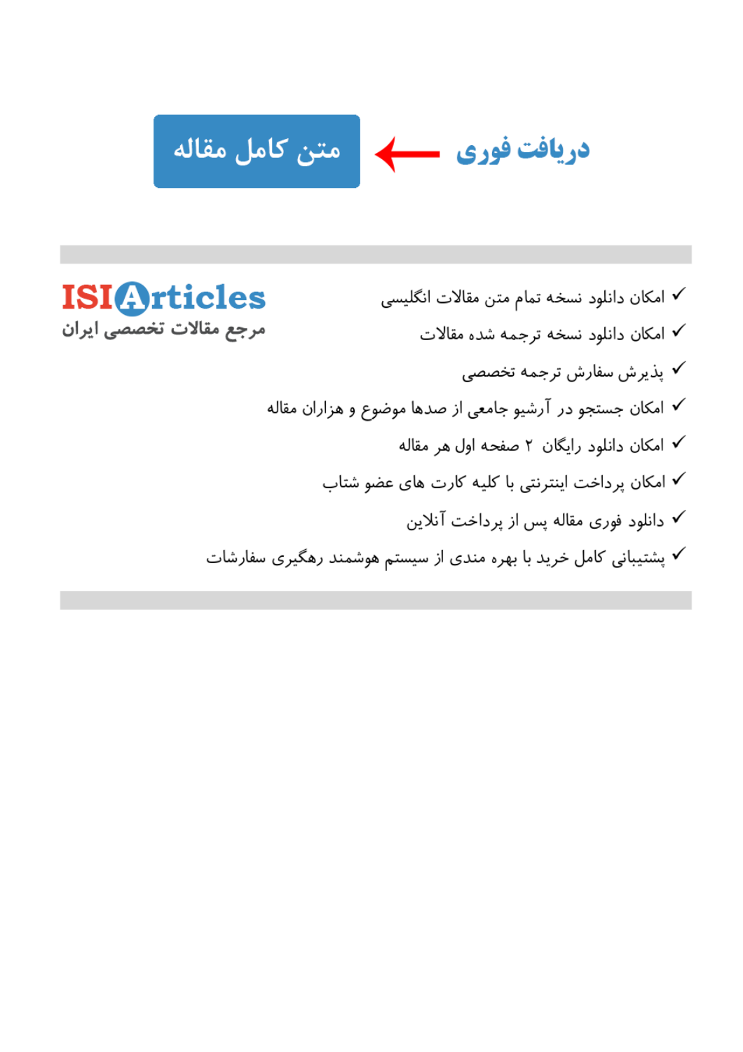دریافت فوری ← **متن کامل مقاله**

**ISIArticles**
مرجع مقالات تخصصی ایران

- ✓ امکان دانلود نسخه تمام متن مقالات انگلیسی
- ✓ امکان دانلود نسخه ترجمه شده مقالات
- ✓ پذیرش سفارش ترجمه تخصصی
- ✓ امکان جستجو در آرشیو جامعی از صدها موضوع و هزاران مقاله
- ✓ امکان دانلود رایگان ۲ صفحه اول هر مقاله
- ✓ امکان پرداخت اینترنتی با کلیه کارت های عضو شتاب
- ✓ دانلود فوری مقاله پس از پرداخت آنلاین
- ✓ پشتیبانی کامل خرید با بهره مندی از سیستم هوشمند رهگیری سفارشات